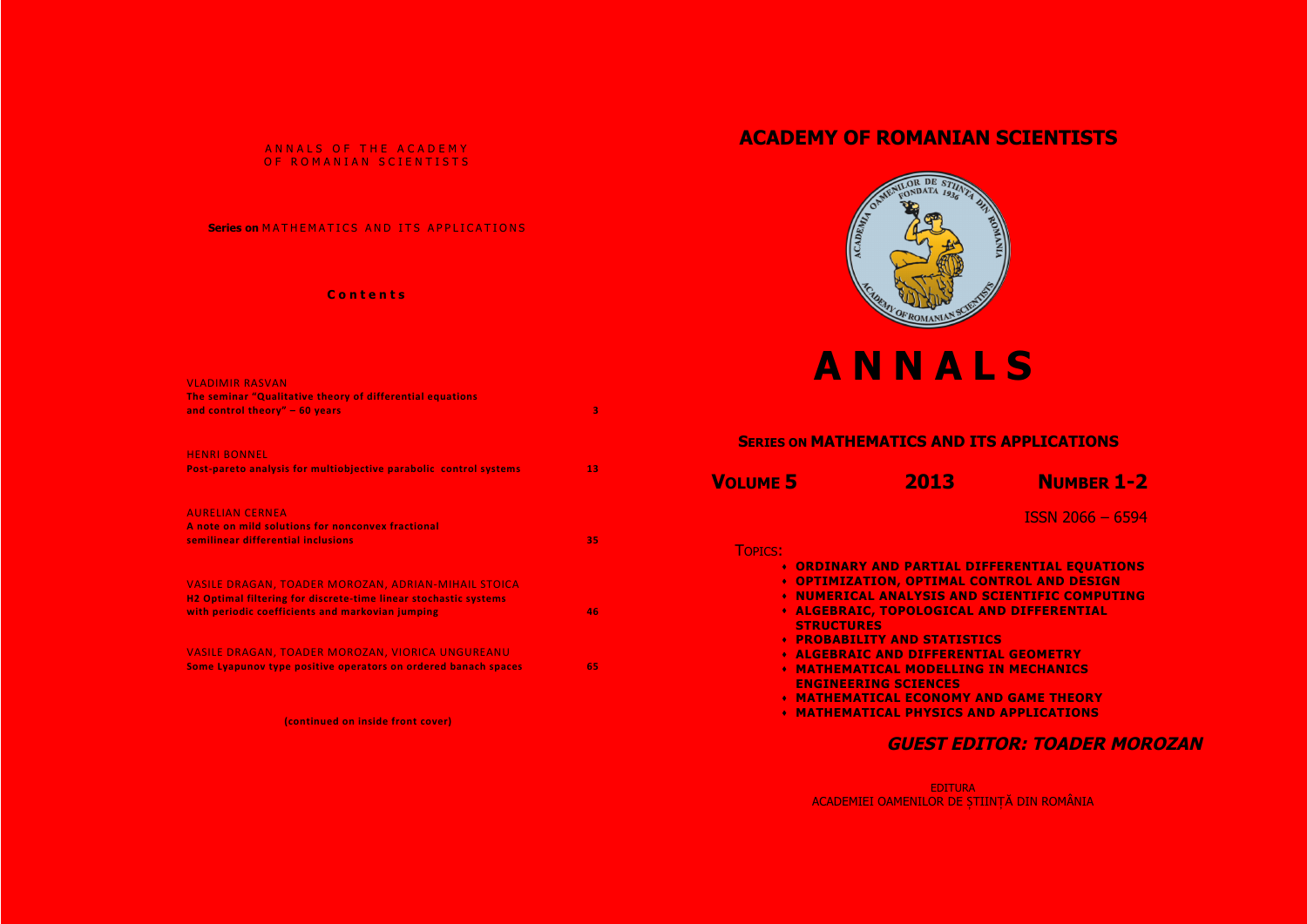ANNALS OF THE ACADEMY OF ROMANIAN SCIENTISTS

**Series on** MATHEMATICS AND ITS APPLICATIONS

**Contents**

VLADIMIR RASVAN
**The seminar "Qualitative theory of differential equations and control theory" – 60 years** 3

HENRI BONNEL
**Post-pareto analysis for multiobjective parabolic control systems** 13

AURELIAN CERNEA
**A note on mild solutions for nonconvex fractional semilinear differential inclusions** 35

VASILE DRAGAN, TOADER MOROZAN, ADRIAN-MIHAIL STOICA
**H2 Optimal filtering for discrete-time linear stochastic systems with periodic coefficients and markovian jumping** 46

VASILE DRAGAN, TOADER MOROZAN, VIORICA UNGUREANU
**Some Lyapunov type positive operators on ordered banach spaces** 65

**(continued on inside front cover)**

# ACADEMY OF ROMANIAN SCIENTISTS

ACADEMIA OAMENILOR DE ŞTIINŢĂ DIN ROMANIA FONDATA 1936
ACADEMY OF ROMANIAN SCIENTISTS

# A N N A L S

## SERIES ON MATHEMATICS AND ITS APPLICATIONS

**VOLUME 5** **2013** **NUMBER 1-2**

ISSN 2066 – 6594

TOPICS:

- **ORDINARY AND PARTIAL DIFFERENTIAL EQUATIONS**
- **OPTIMIZATION, OPTIMAL CONTROL AND DESIGN**
- **NUMERICAL ANALYSIS AND SCIENTIFIC COMPUTING**
- **ALGEBRAIC, TOPOLOGICAL AND DIFFERENTIAL STRUCTURES**
- **PROBABILITY AND STATISTICS**
- **ALGEBRAIC AND DIFFERENTIAL GEOMETRY**
- **MATHEMATICAL MODELLING IN MECHANICS ENGINEERING SCIENCES**
- **MATHEMATICAL ECONOMY AND GAME THEORY**
- **MATHEMATICAL PHYSICS AND APPLICATIONS**

***GUEST EDITOR: TOADER MOROZAN***

EDITURA
ACADEMIEI OAMENILOR DE ŞTIINŢĂ DIN ROMÂNIA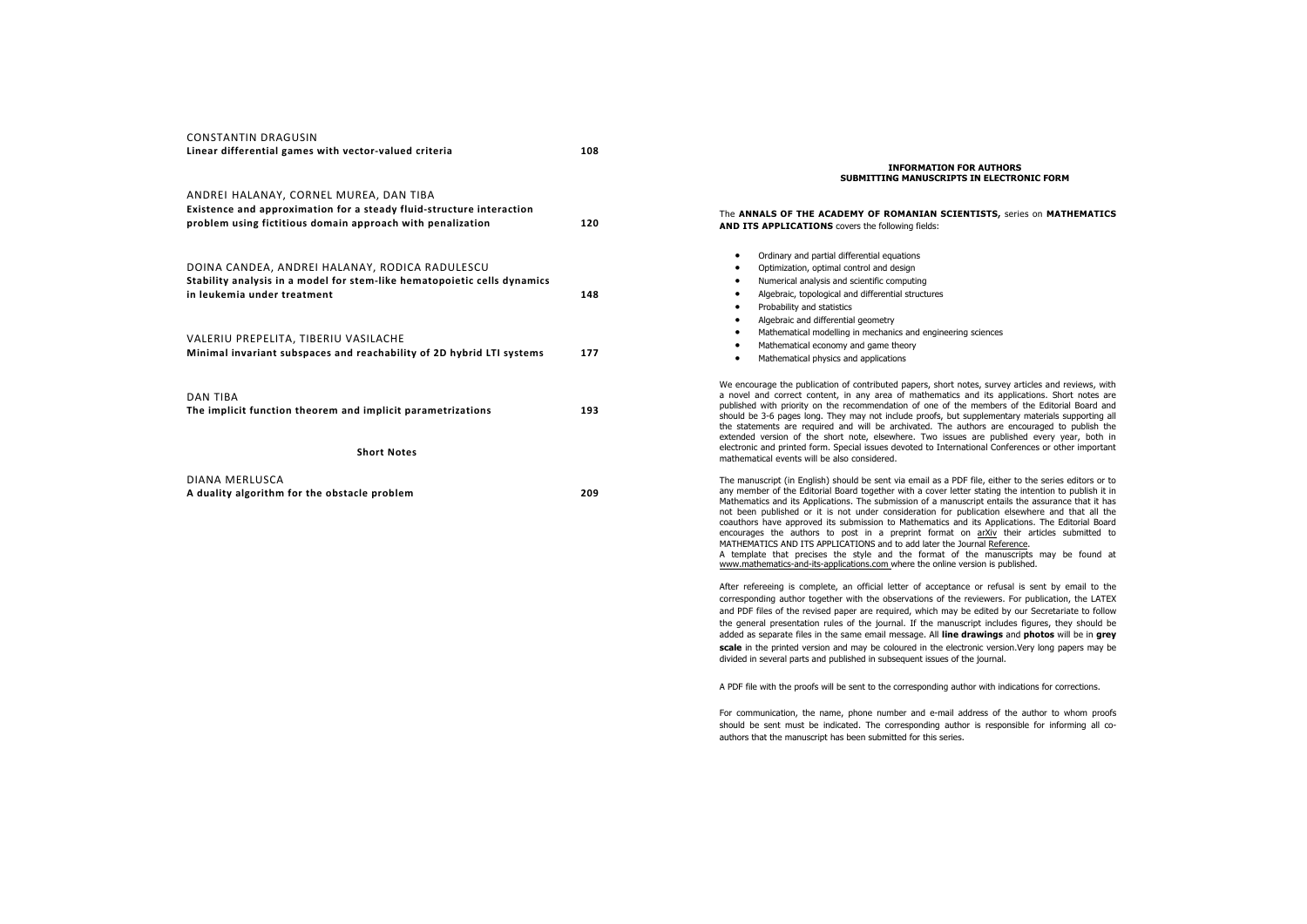CONSTANTIN DRAGUSIN
**Linear differential games with vector-valued criteria** **108**

ANDREI HALANAY, CORNEL MUREA, DAN TIBA
**Existence and approximation for a steady fluid-structure interaction problem using fictitious domain approach with penalization** **120**

DOINA CANDEA, ANDREI HALANAY, RODICA RADULESCU
**Stability analysis in a model for stem-like hematopoietic cells dynamics in leukemia under treatment** **148**

VALERIU PREPELITA, TIBERIU VASILACHE
**Minimal invariant subspaces and reachability of 2D hybrid LTI systems** **177**

DAN TIBA
**The implicit function theorem and implicit parametrizations** **193**

**Short Notes**

DIANA MERLUSCA
**A duality algorithm for the obstacle problem** **209**

**INFORMATION FOR AUTHORS**
**SUBMITTING MANUSCRIPTS IN ELECTRONIC FORM**

The **ANNALS OF THE ACADEMY OF ROMANIAN SCIENTISTS,** series on **MATHEMATICS AND ITS APPLICATIONS** covers the following fields:

- Ordinary and partial differential equations
- Optimization, optimal control and design
- Numerical analysis and scientific computing
- Algebraic, topological and differential structures
- Probability and statistics
- Algebraic and differential geometry
- Mathematical modelling in mechanics and engineering sciences
- Mathematical economy and game theory
- Mathematical physics and applications

We encourage the publication of contributed papers, short notes, survey articles and reviews, with a novel and correct content, in any area of mathematics and its applications. Short notes are published with priority on the recommendation of one of the members of the Editorial Board and should be 3-6 pages long. They may not include proofs, but supplementary materials supporting all the statements are required and will be archivated. The authors are encouraged to publish the extended version of the short note, elsewhere. Two issues are published every year, both in electronic and printed form. Special issues devoted to International Conferences or other important mathematical events will be also considered.

The manuscript (in English) should be sent via email as a PDF file, either to the series editors or to any member of the Editorial Board together with a cover letter stating the intention to publish it in Mathematics and its Applications. The submission of a manuscript entails the assurance that it has not been published or it is not under consideration for publication elsewhere and that all the coauthors have approved its submission to Mathematics and its Applications. The Editorial Board encourages the authors to post in a preprint format on arXiv their articles submitted to MATHEMATICS AND ITS APPLICATIONS and to add later the Journal Reference.
A template that precises the style and the format of the manuscripts may be found at www.mathematics-and-its-applications.com where the online version is published.

After refereeing is complete, an official letter of acceptance or refusal is sent by email to the corresponding author together with the observations of the reviewers. For publication, the LATEX and PDF files of the revised paper are required, which may be edited by our Secretariate to follow the general presentation rules of the journal. If the manuscript includes figures, they should be added as separate files in the same email message. All **line drawings** and **photos** will be in **grey scale** in the printed version and may be coloured in the electronic version.Very long papers may be divided in several parts and published in subsequent issues of the journal.

A PDF file with the proofs will be sent to the corresponding author with indications for corrections.

For communication, the name, phone number and e-mail address of the author to whom proofs should be sent must be indicated. The corresponding author is responsible for informing all co-authors that the manuscript has been submitted for this series.